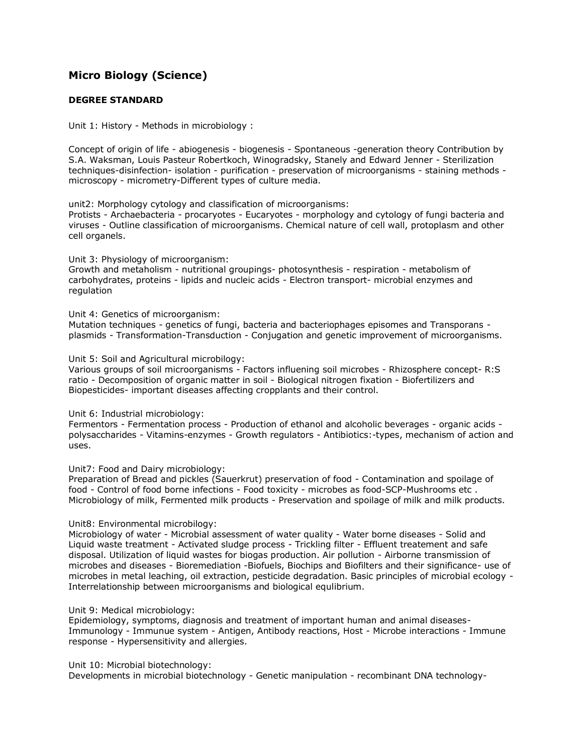## Micro Biology (Science)

**DEGREE STANDARD**

Unit 1: History - Methods in microbiology :

Concept of origin of life - abiogenesis - biogenesis - Spontaneous -generation theory Contribution by S.A. Waksman, Louis Pasteur Robertkoch, Winogradsky, Stanely and Edward Jenner - Sterilization techniques-disinfection- isolation - purification - preservation of microorganisms - staining methods - microscopy - micrometry-Different types of culture media.

unit2: Morphology cytology and classification of microorganisms:
Protists - Archaebacteria - procaryotes - Eucaryotes - morphology and cytology of fungi bacteria and viruses - Outline classification of microorganisms. Chemical nature of cell wall, protoplasm and other cell organels.

Unit 3: Physiology of microorganism:
Growth and metaholism - nutritional groupings- photosynthesis - respiration - metabolism of carbohydrates, proteins - lipids and nucleic acids - Electron transport- microbial enzymes and regulation

Unit 4: Genetics of microorganism:
Mutation techniques - genetics of fungi, bacteria and bacteriophages episomes and Transporans - plasmids - Transformation-Transduction - Conjugation and genetic improvement of microorganisms.

Unit 5: Soil and Agricultural microbilogy:
Various groups of soil microorganisms - Factors influening soil microbes - Rhizosphere concept- R:S ratio - Decomposition of organic matter in soil - Biological nitrogen fixation - Biofertilizers and Biopesticides- important diseases affecting cropplants and their control.

Unit 6: Industrial microbiology:
Fermentors - Fermentation process - Production of ethanol and alcoholic beverages - organic acids - polysaccharides - Vitamins-enzymes - Growth regulators - Antibiotics:-types, mechanism of action and uses.

Unit7: Food and Dairy microbiology:
Preparation of Bread and pickles (Sauerkrut) preservation of food - Contamination and spoilage of food - Control of food borne infections - Food toxicity - microbes as food-SCP-Mushrooms etc . Microbiology of milk, Fermented milk products - Preservation and spoilage of milk and milk products.

Unit8: Environmental microbilogy:
Microbiology of water - Microbial assessment of water quality - Water borne diseases - Solid and Liquid waste treatment - Activated sludge process - Trickling filter - Effluent treatement and safe disposal. Utilization of liquid wastes for biogas production. Air pollution - Airborne transmission of microbes and diseases - Bioremediation -Biofuels, Biochips and Biofilters and their significance- use of microbes in metal leaching, oil extraction, pesticide degradation. Basic principles of microbial ecology - Interrelationship between microorganisms and biological equlibrium.

Unit 9: Medical microbiology:
Epidemiology, symptoms, diagnosis and treatment of important human and animal diseases- Immunology - Immunue system - Antigen, Antibody reactions, Host - Microbe interactions - Immune response - Hypersensitivity and allergies.

Unit 10: Microbial biotechnology:
Developments in microbial biotechnology - Genetic manipulation - recombinant DNA technology-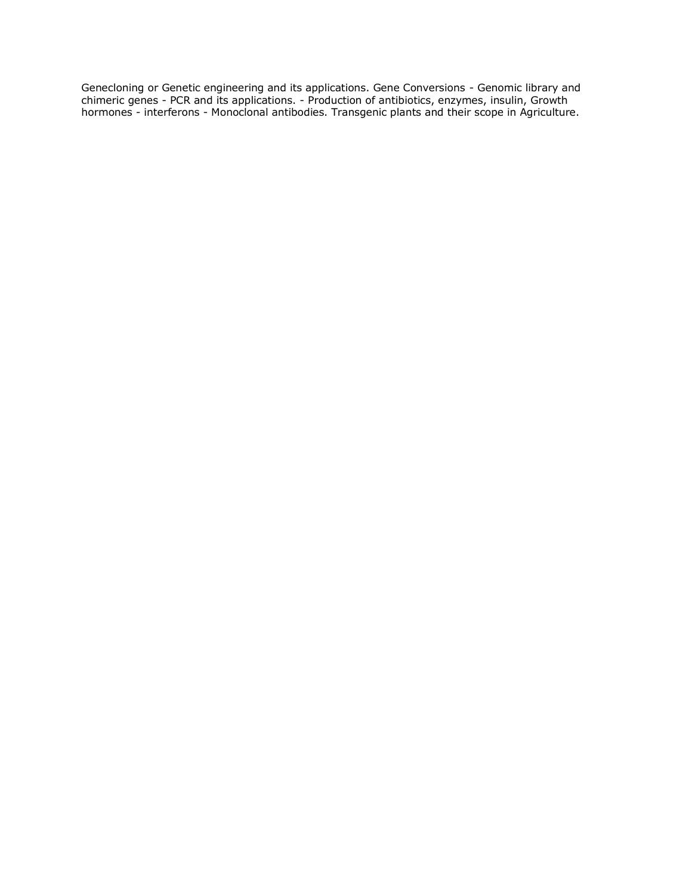Genecloning or Genetic engineering and its applications. Gene Conversions - Genomic library and chimeric genes - PCR and its applications. - Production of antibiotics, enzymes, insulin, Growth hormones - interferons - Monoclonal antibodies. Transgenic plants and their scope in Agriculture.